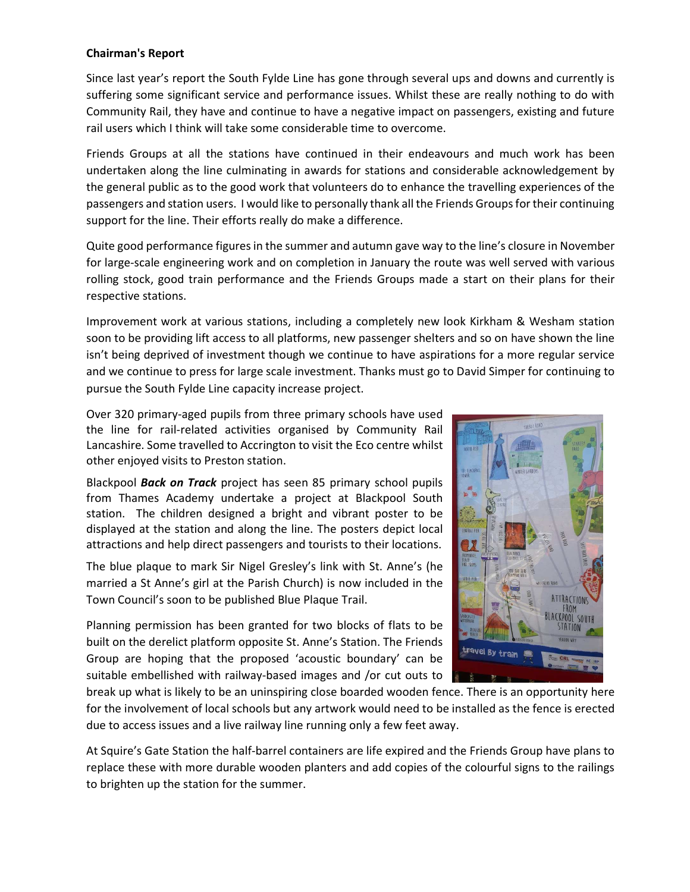**Chairman's Report**

Since last year's report the South Fylde Line has gone through several ups and downs and currently is suffering some significant service and performance issues. Whilst these are really nothing to do with Community Rail, they have and continue to have a negative impact on passengers, existing and future rail users which I think will take some considerable time to overcome.

Friends Groups at all the stations have continued in their endeavours and much work has been undertaken along the line culminating in awards for stations and considerable acknowledgement by the general public as to the good work that volunteers do to enhance the travelling experiences of the passengers and station users. I would like to personally thank all the Friends Groups for their continuing support for the line. Their efforts really do make a difference.

Quite good performance figures in the summer and autumn gave way to the line's closure in November for large-scale engineering work and on completion in January the route was well served with various rolling stock, good train performance and the Friends Groups made a start on their plans for their respective stations.

Improvement work at various stations, including a completely new look Kirkham & Wesham station soon to be providing lift access to all platforms, new passenger shelters and so on have shown the line isn't being deprived of investment though we continue to have aspirations for a more regular service and we continue to press for large scale investment. Thanks must go to David Simper for continuing to pursue the South Fylde Line capacity increase project.

Over 320 primary-aged pupils from three primary schools have used the line for rail-related activities organised by Community Rail Lancashire. Some travelled to Accrington to visit the Eco centre whilst other enjoyed visits to Preston station.

Blackpool ***Back on Track*** project has seen 85 primary school pupils from Thames Academy undertake a project at Blackpool South station. The children designed a bright and vibrant poster to be displayed at the station and along the line. The posters depict local attractions and help direct passengers and tourists to their locations.

The blue plaque to mark Sir Nigel Gresley's link with St. Anne's (he married a St Anne's girl at the Parish Church) is now included in the Town Council's soon to be published Blue Plaque Trail.

Planning permission has been granted for two blocks of flats to be built on the derelict platform opposite St. Anne's Station. The Friends Group are hoping that the proposed 'acoustic boundary' can be suitable embellished with railway-based images and /or cut outs to break up what is likely to be an uninspiring close boarded wooden fence. There is an opportunity here for the involvement of local schools but any artwork would need to be installed as the fence is erected due to access issues and a live railway line running only a few feet away.

At Squire's Gate Station the half-barrel containers are life expired and the Friends Group have plans to replace these with more durable wooden planters and add copies of the colourful signs to the railings to brighten up the station for the summer.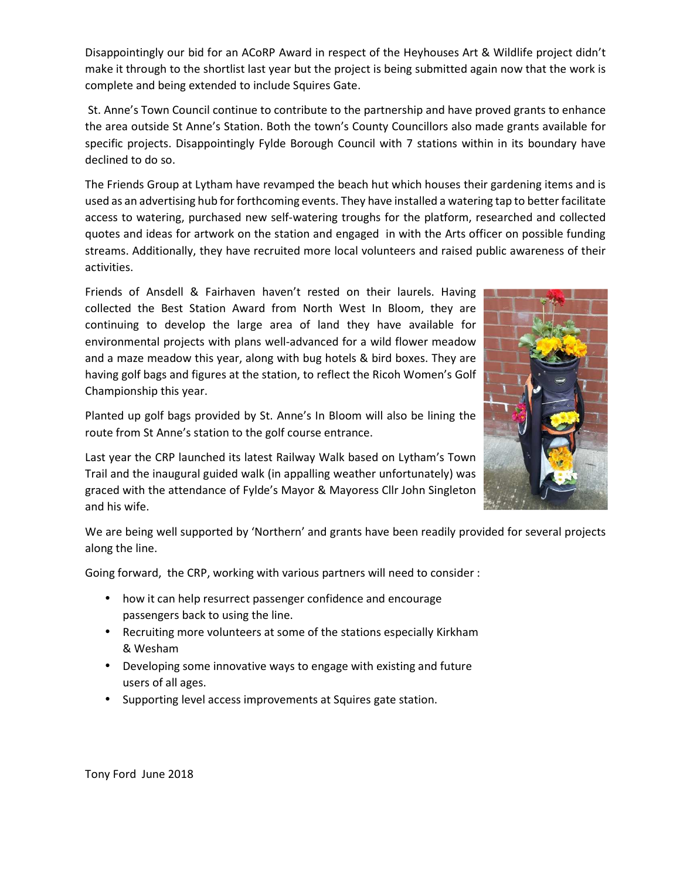Disappointingly our bid for an ACoRP Award in respect of the Heyhouses Art & Wildlife project didn't make it through to the shortlist last year but the project is being submitted again now that the work is complete and being extended to include Squires Gate.

St. Anne's Town Council continue to contribute to the partnership and have proved grants to enhance the area outside St Anne's Station. Both the town's County Councillors also made grants available for specific projects. Disappointingly Fylde Borough Council with 7 stations within in its boundary have declined to do so.

The Friends Group at Lytham have revamped the beach hut which houses their gardening items and is used as an advertising hub for forthcoming events. They have installed a watering tap to better facilitate access to watering, purchased new self-watering troughs for the platform, researched and collected quotes and ideas for artwork on the station and engaged in with the Arts officer on possible funding streams. Additionally, they have recruited more local volunteers and raised public awareness of their activities.

Friends of Ansdell & Fairhaven haven't rested on their laurels. Having collected the Best Station Award from North West In Bloom, they are continuing to develop the large area of land they have available for environmental projects with plans well-advanced for a wild flower meadow and a maze meadow this year, along with bug hotels & bird boxes. They are having golf bags and figures at the station, to reflect the Ricoh Women's Golf Championship this year.

Planted up golf bags provided by St. Anne's In Bloom will also be lining the route from St Anne's station to the golf course entrance.

Last year the CRP launched its latest Railway Walk based on Lytham's Town Trail and the inaugural guided walk (in appalling weather unfortunately) was graced with the attendance of Fylde's Mayor & Mayoress Cllr John Singleton and his wife.

We are being well supported by 'Northern' and grants have been readily provided for several projects along the line.

Going forward, the CRP, working with various partners will need to consider :

- how it can help resurrect passenger confidence and encourage passengers back to using the line.
- Recruiting more volunteers at some of the stations especially Kirkham & Wesham
- Developing some innovative ways to engage with existing and future users of all ages.
- Supporting level access improvements at Squires gate station.

Tony Ford June 2018